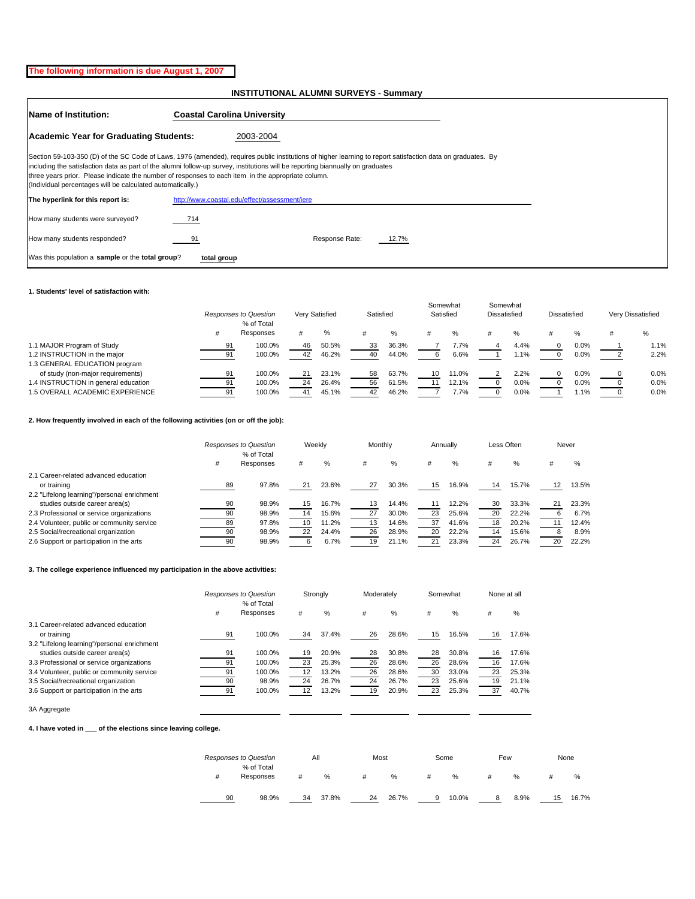**The following information is due August 1, 2007**

## INSTITUTIONAL ALUMNI SURVEYS - Summary

**Name of Institution:** **Coastal Carolina University**

**Academic Year for Graduating Students:** 2003-2004

Section 59-103-350 (D) of the SC Code of Laws, 1976 (amended), requires public institutions of higher learning to report satisfaction data on graduates. By including the satisfaction data as part of the alumni follow-up survey, institutions will be reporting biannually on graduates three years prior. Please indicate the number of responses to each item in the appropriate column.
(Individual percentages will be calculated automatically.)

**The hyperlink for this report is:** http://www.coastal.edu/effect/assessment/iere

How many students were surveyed? 714

How many students responded? 91 Response Rate: 12.7%

Was this population a **sample** or the **total group**? **total group**

**1. Students' level of satisfaction with:**

| | *Responses to Question* | | Very Satisfied | | Satisfied | | Somewhat Satisfied | | Somewhat Dissatisfied | | Dissatisfied | | Very Dissatisfied | |
|---|---|---|---|---|---|---|---|---|---|---|---|---|---|---|
| | # | % of Total Responses | # | % | # | % | # | % | # | % | # | % | # | % |
| 1.1 MAJOR Program of Study | 91 | 100.0% | 46 | 50.5% | 33 | 36.3% | 7 | 7.7% | 4 | 4.4% | 0 | 0.0% | 1 | 1.1% |
| 1.2 INSTRUCTION in the major | 91 | 100.0% | 42 | 46.2% | 40 | 44.0% | 6 | 6.6% | 1 | 1.1% | 0 | 0.0% | 2 | 2.2% |
| 1.3 GENERAL EDUCATION program of study (non-major requirements) | 91 | 100.0% | 21 | 23.1% | 58 | 63.7% | 10 | 11.0% | 2 | 2.2% | 0 | 0.0% | 0 | 0.0% |
| 1.4 INSTRUCTION in general education | 91 | 100.0% | 24 | 26.4% | 56 | 61.5% | 11 | 12.1% | 0 | 0.0% | 0 | 0.0% | 0 | 0.0% |
| 1.5 OVERALL ACADEMIC EXPERIENCE | 91 | 100.0% | 41 | 45.1% | 42 | 46.2% | 7 | 7.7% | 0 | 0.0% | 1 | 1.1% | 0 | 0.0% |

**2. How frequently involved in each of the following activities (on or off the job):**

| | *Responses to Question* | | Weekly | | Monthly | | Annually | | Less Often | | Never | |
|---|---|---|---|---|---|---|---|---|---|---|---|---|
| | # | % of Total Responses | # | % | # | % | # | % | # | % | # | % |
| 2.1 Career-related advanced education or training | 89 | 97.8% | 21 | 23.6% | 27 | 30.3% | 15 | 16.9% | 14 | 15.7% | 12 | 13.5% |
| 2.2 "Lifelong learning"/personal enrichment studies outside career area(s) | 90 | 98.9% | 15 | 16.7% | 13 | 14.4% | 11 | 12.2% | 30 | 33.3% | 21 | 23.3% |
| 2.3 Professional or service organizations | 90 | 98.9% | 14 | 15.6% | 27 | 30.0% | 23 | 25.6% | 20 | 22.2% | 6 | 6.7% |
| 2.4 Volunteer, public or community service | 89 | 97.8% | 10 | 11.2% | 13 | 14.6% | 37 | 41.6% | 18 | 20.2% | 11 | 12.4% |
| 2.5 Social/recreational organization | 90 | 98.9% | 22 | 24.4% | 26 | 28.9% | 20 | 22.2% | 14 | 15.6% | 8 | 8.9% |
| 2.6 Support or participation in the arts | 90 | 98.9% | 6 | 6.7% | 19 | 21.1% | 21 | 23.3% | 24 | 26.7% | 20 | 22.2% |

**3. The college experience influenced my participation in the above activities:**

| | *Responses to Question* | | Strongly | | Moderately | | Somewhat | | None at all | |
|---|---|---|---|---|---|---|---|---|---|---|
| | # | % of Total Responses | # | % | # | % | # | % | # | % |
| 3.1 Career-related advanced education or training | 91 | 100.0% | 34 | 37.4% | 26 | 28.6% | 15 | 16.5% | 16 | 17.6% |
| 3.2 "Lifelong learning"/personal enrichment studies outside career area(s) | 91 | 100.0% | 19 | 20.9% | 28 | 30.8% | 28 | 30.8% | 16 | 17.6% |
| 3.3 Professional or service organizations | 91 | 100.0% | 23 | 25.3% | 26 | 28.6% | 26 | 28.6% | 16 | 17.6% |
| 3.4 Volunteer, public or community service | 91 | 100.0% | 12 | 13.2% | 26 | 28.6% | 30 | 33.0% | 23 | 25.3% |
| 3.5 Social/recreational organization | 90 | 98.9% | 24 | 26.7% | 24 | 26.7% | 23 | 25.6% | 19 | 21.1% |
| 3.6 Support or participation in the arts | 91 | 100.0% | 12 | 13.2% | 19 | 20.9% | 23 | 25.3% | 37 | 40.7% |
| 3A Aggregate | | | | | | | | | | |

**4. I have voted in ___ of the elections since leaving college.**

| *Responses to Question* | | All | | Most | | Some | | Few | | None | |
|---|---|---|---|---|---|---|---|---|---|---|---|
| # | % of Total Responses | # | % | # | % | # | % | # | % | # | % |
| 90 | 98.9% | 34 | 37.8% | 24 | 26.7% | 9 | 10.0% | 8 | 8.9% | 15 | 16.7% |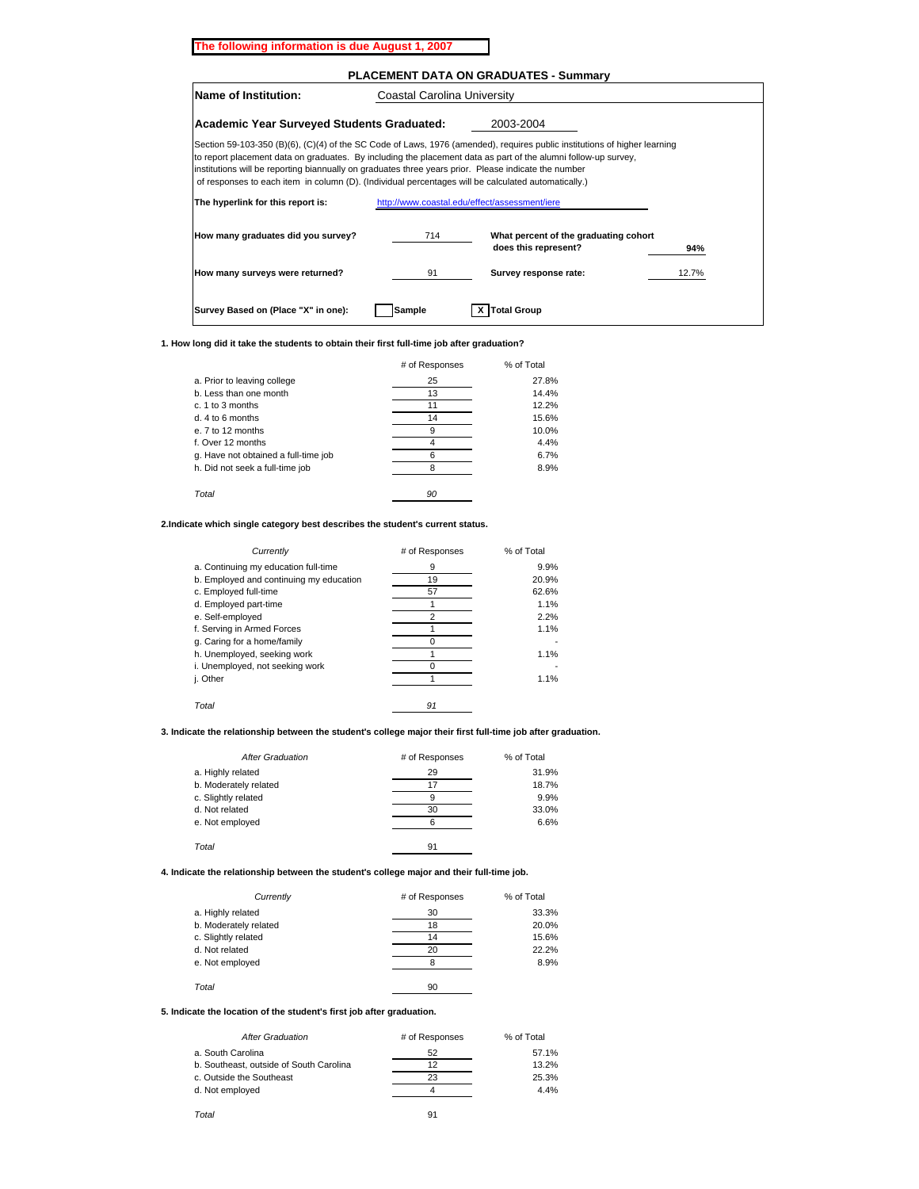**The following information is due August 1, 2007**

## PLACEMENT DATA ON GRADUATES - Summary

**Name of Institution:** Coastal Carolina University

**Academic Year Surveyed Students Graduated:** 2003-2004

Section 59-103-350 (B)(6), (C)(4) of the SC Code of Laws, 1976 (amended), requires public institutions of higher learning to report placement data on graduates. By including the placement data as part of the alumni follow-up survey, institutions will be reporting biannually on graduates three years prior. Please indicate the number of responses to each item in column (D). (Individual percentages will be calculated automatically.)

**The hyperlink for this report is:** http://www.coastal.edu/effect/assessment/iere

| | | | |
|---|---|---|---|
| **How many graduates did you survey?** | 714 | **What percent of the graduating cohort does this represent?** | **94%** |
| **How many surveys were returned?** | 91 | **Survey response rate:** | 12.7% |

**Survey Based on (Place "X" in one):** [ ] Sample [X] Total Group

**1. How long did it take the students to obtain their first full-time job after graduation?**

| | # of Responses | % of Total |
|---|---|---|
| a. Prior to leaving college | 25 | 27.8% |
| b. Less than one month | 13 | 14.4% |
| c. 1 to 3 months | 11 | 12.2% |
| d. 4 to 6 months | 14 | 15.6% |
| e. 7 to 12 months | 9 | 10.0% |
| f. Over 12 months | 4 | 4.4% |
| g. Have not obtained a full-time job | 6 | 6.7% |
| h. Did not seek a full-time job | 8 | 8.9% |
| *Total* | *90* | |

**2.Indicate which single category best describes the student's current status.**

| *Currently* | # of Responses | % of Total |
|---|---|---|
| a. Continuing my education full-time | 9 | 9.9% |
| b. Employed and continuing my education | 19 | 20.9% |
| c. Employed full-time | 57 | 62.6% |
| d. Employed part-time | 1 | 1.1% |
| e. Self-employed | 2 | 2.2% |
| f. Serving in Armed Forces | 1 | 1.1% |
| g. Caring for a home/family | 0 | - |
| h. Unemployed, seeking work | 1 | 1.1% |
| i. Unemployed, not seeking work | 0 | - |
| j. Other | 1 | 1.1% |
| *Total* | *91* | |

**3. Indicate the relationship between the student's college major their first full-time job after graduation.**

| *After Graduation* | # of Responses | % of Total |
|---|---|---|
| a. Highly related | 29 | 31.9% |
| b. Moderately related | 17 | 18.7% |
| c. Slightly related | 9 | 9.9% |
| d. Not related | 30 | 33.0% |
| e. Not employed | 6 | 6.6% |
| *Total* | 91 | |

**4. Indicate the relationship between the student's college major and their full-time job.**

| *Currently* | # of Responses | % of Total |
|---|---|---|
| a. Highly related | 30 | 33.3% |
| b. Moderately related | 18 | 20.0% |
| c. Slightly related | 14 | 15.6% |
| d. Not related | 20 | 22.2% |
| e. Not employed | 8 | 8.9% |
| *Total* | 90 | |

**5. Indicate the location of the student's first job after graduation.**

| *After Graduation* | # of Responses | % of Total |
|---|---|---|
| a. South Carolina | 52 | 57.1% |
| b. Southeast, outside of South Carolina | 12 | 13.2% |
| c. Outside the Southeast | 23 | 25.3% |
| d. Not employed | 4 | 4.4% |
| *Total* | 91 | |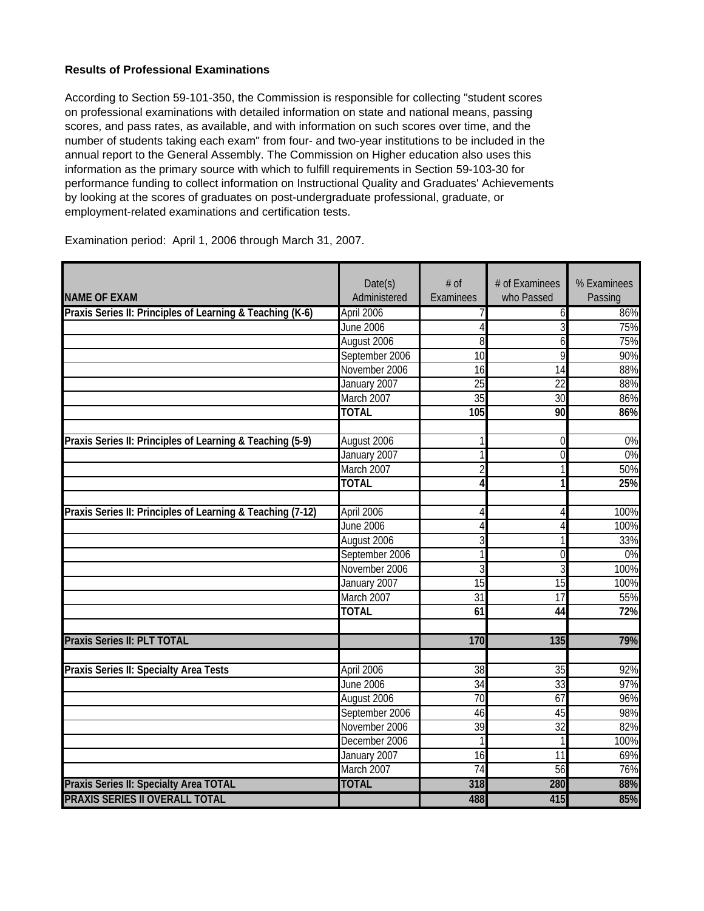**Results of Professional Examinations**

According to Section 59-101-350, the Commission is responsible for collecting "student scores on professional examinations with detailed information on state and national means, passing scores, and pass rates, as available, and with information on such scores over time, and the number of students taking each exam" from four- and two-year institutions to be included in the annual report to the General Assembly. The Commission on Higher education also uses this information as the primary source with which to fulfill requirements in Section 59-103-30 for performance funding to collect information on Instructional Quality and Graduates' Achievements by looking at the scores of graduates on post-undergraduate professional, graduate, or employment-related examinations and certification tests.

Examination period: April 1, 2006 through March 31, 2007.

| NAME OF EXAM | Date(s) Administered | # of Examinees | # of Examinees who Passed | % Examinees Passing |
|---|---|---|---|---|
| Praxis Series II: Principles of Learning & Teaching (K-6) | April 2006 | 7 | 6 | 86% |
| | June 2006 | 4 | 3 | 75% |
| | August 2006 | 8 | 6 | 75% |
| | September 2006 | 10 | 9 | 90% |
| | November 2006 | 16 | 14 | 88% |
| | January 2007 | 25 | 22 | 88% |
| | March 2007 | 35 | 30 | 86% |
| | **TOTAL** | **105** | **90** | **86%** |
| | | | | |
| Praxis Series II: Principles of Learning & Teaching (5-9) | August 2006 | 1 | 0 | 0% |
| | January 2007 | 1 | 0 | 0% |
| | March 2007 | 2 | 1 | 50% |
| | **TOTAL** | **4** | **1** | **25%** |
| | | | | |
| Praxis Series II: Principles of Learning & Teaching (7-12) | April 2006 | 4 | 4 | 100% |
| | June 2006 | 4 | 4 | 100% |
| | August 2006 | 3 | 1 | 33% |
| | September 2006 | 1 | 0 | 0% |
| | November 2006 | 3 | 3 | 100% |
| | January 2007 | 15 | 15 | 100% |
| | March 2007 | 31 | 17 | 55% |
| | **TOTAL** | **61** | **44** | **72%** |
| | | | | |
| **Praxis Series II: PLT TOTAL** | | **170** | **135** | **79%** |
| | | | | |
| Praxis Series II: Specialty Area Tests | April 2006 | 38 | 35 | 92% |
| | June 2006 | 34 | 33 | 97% |
| | August 2006 | 70 | 67 | 96% |
| | September 2006 | 46 | 45 | 98% |
| | November 2006 | 39 | 32 | 82% |
| | December 2006 | 1 | 1 | 100% |
| | January 2007 | 16 | 11 | 69% |
| | March 2007 | 74 | 56 | 76% |
| **Praxis Series II: Specialty Area TOTAL** | **TOTAL** | **318** | **280** | **88%** |
| **PRAXIS SERIES II OVERALL TOTAL** | | **488** | **415** | **85%** |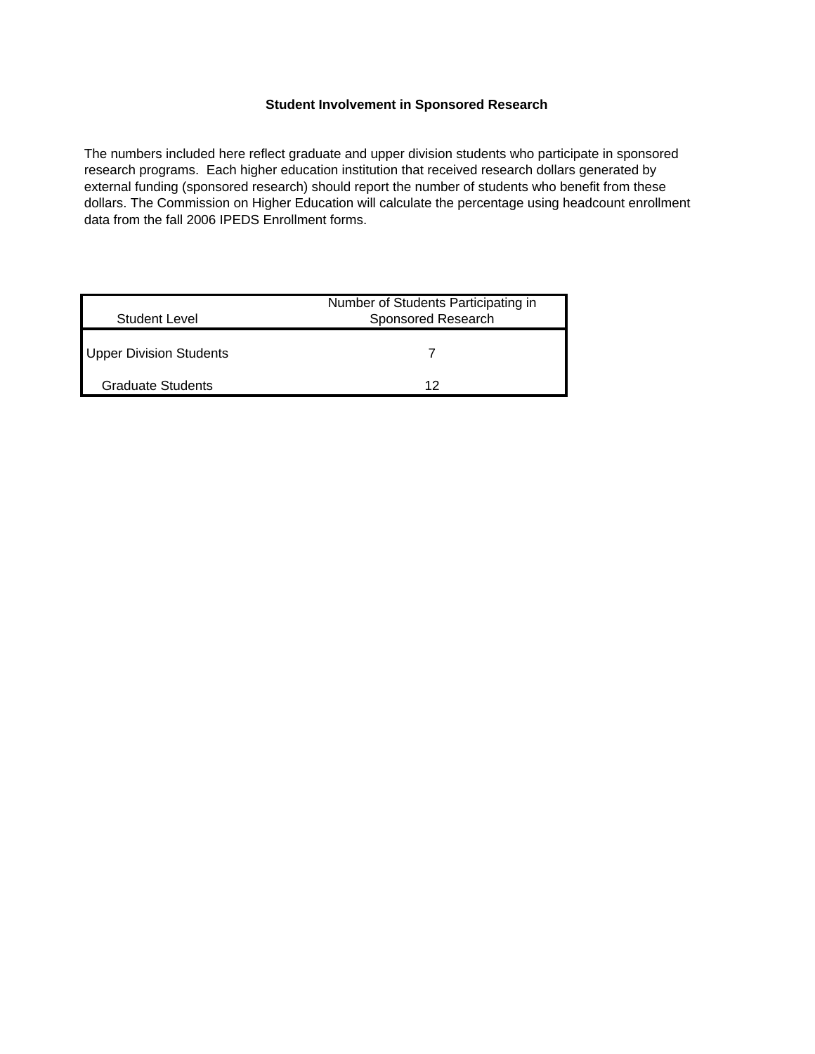# Student Involvement in Sponsored Research

The numbers included here reflect graduate and upper division students who participate in sponsored research programs. Each higher education institution that received research dollars generated by external funding (sponsored research) should report the number of students who benefit from these dollars. The Commission on Higher Education will calculate the percentage using headcount enrollment data from the fall 2006 IPEDS Enrollment forms.

| Student Level | Number of Students Participating in Sponsored Research |
|---|---|
| Upper Division Students | 7 |
| Graduate Students | 12 |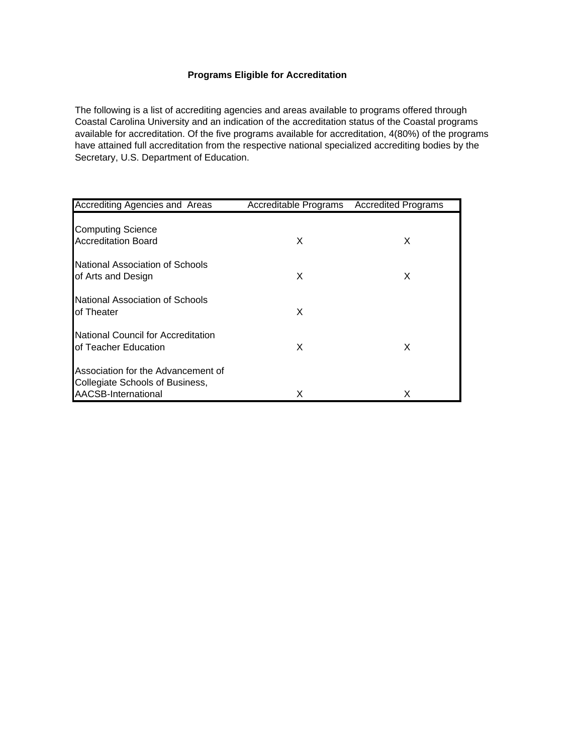**Programs Eligible for Accreditation**

The following is a list of accrediting agencies and areas available to programs offered through Coastal Carolina University and an indication of the accreditation status of the Coastal programs available for accreditation. Of the five programs available for accreditation, 4(80%) of the programs have attained full accreditation from the respective national specialized accrediting bodies by the Secretary, U.S. Department of Education.

| Accrediting Agencies and Areas | Accreditable Programs | Accredited Programs |
|---|---|---|
| Computing Science Accreditation Board | X | X |
| National Association of Schools of Arts and Design | X | X |
| National Association of Schools of Theater | X | |
| National Council for Accreditation of Teacher Education | X | X |
| Association for the Advancement of Collegiate Schools of Business, AACSB-International | X | X |